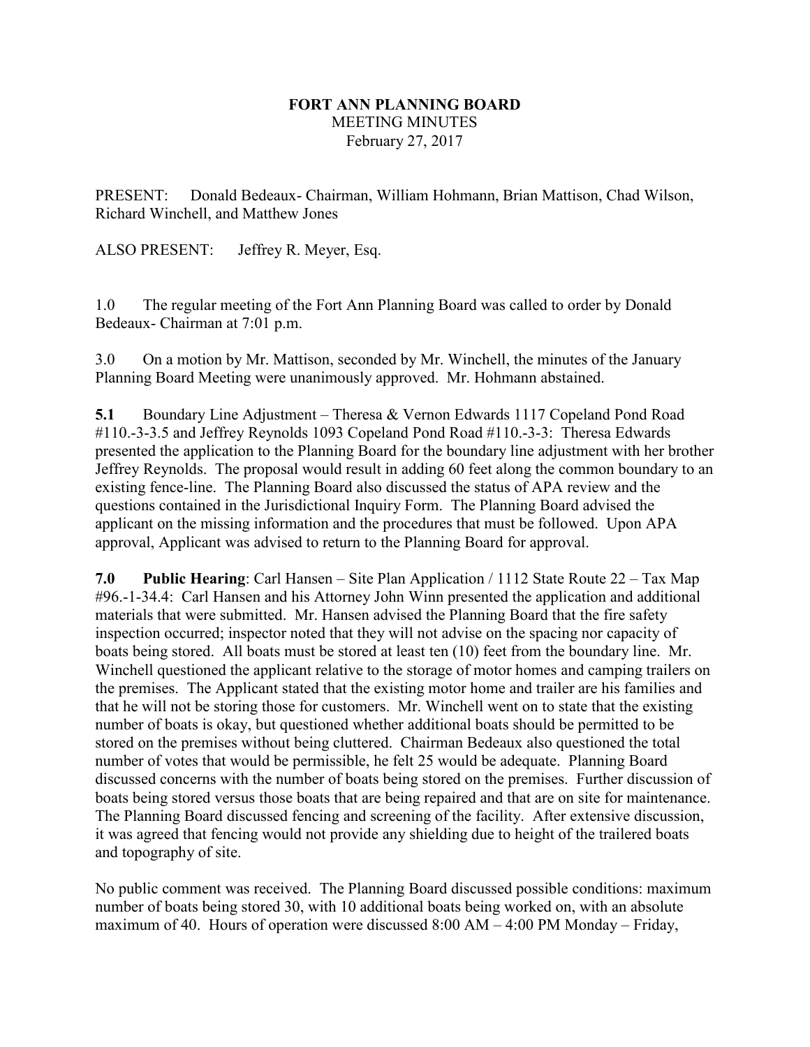**FORT ANN PLANNING BOARD**
MEETING MINUTES
February 27, 2017

PRESENT: Donald Bedeaux- Chairman, William Hohmann, Brian Mattison, Chad Wilson, Richard Winchell, and Matthew Jones

ALSO PRESENT: Jeffrey R. Meyer, Esq.

1.0 The regular meeting of the Fort Ann Planning Board was called to order by Donald Bedeaux- Chairman at 7:01 p.m.

3.0 On a motion by Mr. Mattison, seconded by Mr. Winchell, the minutes of the January Planning Board Meeting were unanimously approved. Mr. Hohmann abstained.

**5.1** Boundary Line Adjustment – Theresa & Vernon Edwards 1117 Copeland Pond Road #110.-3-3.5 and Jeffrey Reynolds 1093 Copeland Pond Road #110.-3-3: Theresa Edwards presented the application to the Planning Board for the boundary line adjustment with her brother Jeffrey Reynolds. The proposal would result in adding 60 feet along the common boundary to an existing fence-line. The Planning Board also discussed the status of APA review and the questions contained in the Jurisdictional Inquiry Form. The Planning Board advised the applicant on the missing information and the procedures that must be followed. Upon APA approval, Applicant was advised to return to the Planning Board for approval.

**7.0** **Public Hearing**: Carl Hansen – Site Plan Application / 1112 State Route 22 – Tax Map #96.-1-34.4: Carl Hansen and his Attorney John Winn presented the application and additional materials that were submitted. Mr. Hansen advised the Planning Board that the fire safety inspection occurred; inspector noted that they will not advise on the spacing nor capacity of boats being stored. All boats must be stored at least ten (10) feet from the boundary line. Mr. Winchell questioned the applicant relative to the storage of motor homes and camping trailers on the premises. The Applicant stated that the existing motor home and trailer are his families and that he will not be storing those for customers. Mr. Winchell went on to state that the existing number of boats is okay, but questioned whether additional boats should be permitted to be stored on the premises without being cluttered. Chairman Bedeaux also questioned the total number of votes that would be permissible, he felt 25 would be adequate. Planning Board discussed concerns with the number of boats being stored on the premises. Further discussion of boats being stored versus those boats that are being repaired and that are on site for maintenance. The Planning Board discussed fencing and screening of the facility. After extensive discussion, it was agreed that fencing would not provide any shielding due to height of the trailered boats and topography of site.

No public comment was received. The Planning Board discussed possible conditions: maximum number of boats being stored 30, with 10 additional boats being worked on, with an absolute maximum of 40. Hours of operation were discussed 8:00 AM – 4:00 PM Monday – Friday,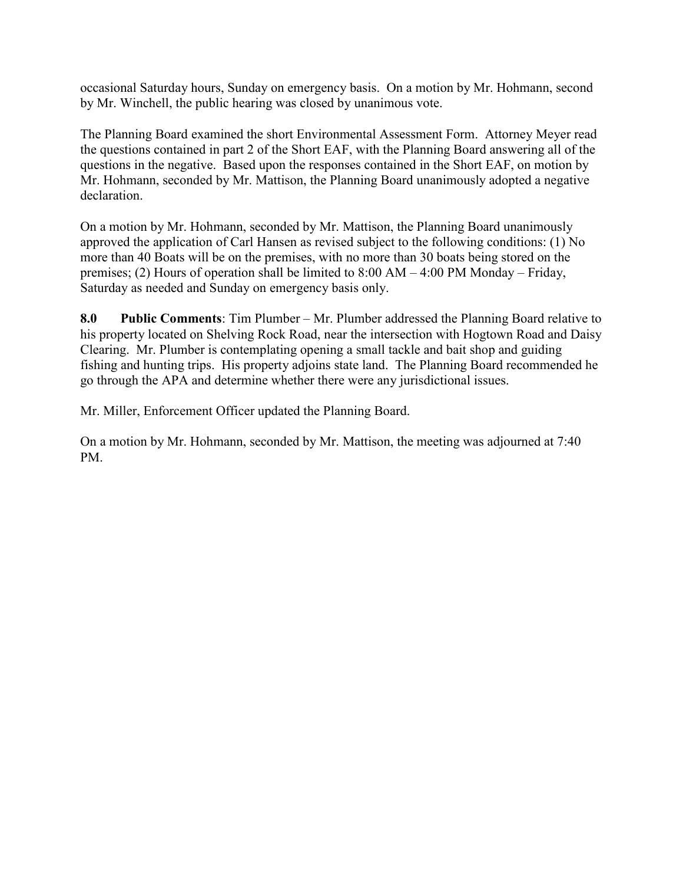occasional Saturday hours, Sunday on emergency basis. On a motion by Mr. Hohmann, second by Mr. Winchell, the public hearing was closed by unanimous vote.

The Planning Board examined the short Environmental Assessment Form. Attorney Meyer read the questions contained in part 2 of the Short EAF, with the Planning Board answering all of the questions in the negative. Based upon the responses contained in the Short EAF, on motion by Mr. Hohmann, seconded by Mr. Mattison, the Planning Board unanimously adopted a negative declaration.

On a motion by Mr. Hohmann, seconded by Mr. Mattison, the Planning Board unanimously approved the application of Carl Hansen as revised subject to the following conditions: (1) No more than 40 Boats will be on the premises, with no more than 30 boats being stored on the premises; (2) Hours of operation shall be limited to 8:00 AM – 4:00 PM Monday – Friday, Saturday as needed and Sunday on emergency basis only.

**8.0 Public Comments**: Tim Plumber – Mr. Plumber addressed the Planning Board relative to his property located on Shelving Rock Road, near the intersection with Hogtown Road and Daisy Clearing. Mr. Plumber is contemplating opening a small tackle and bait shop and guiding fishing and hunting trips. His property adjoins state land. The Planning Board recommended he go through the APA and determine whether there were any jurisdictional issues.

Mr. Miller, Enforcement Officer updated the Planning Board.

On a motion by Mr. Hohmann, seconded by Mr. Mattison, the meeting was adjourned at 7:40 PM.